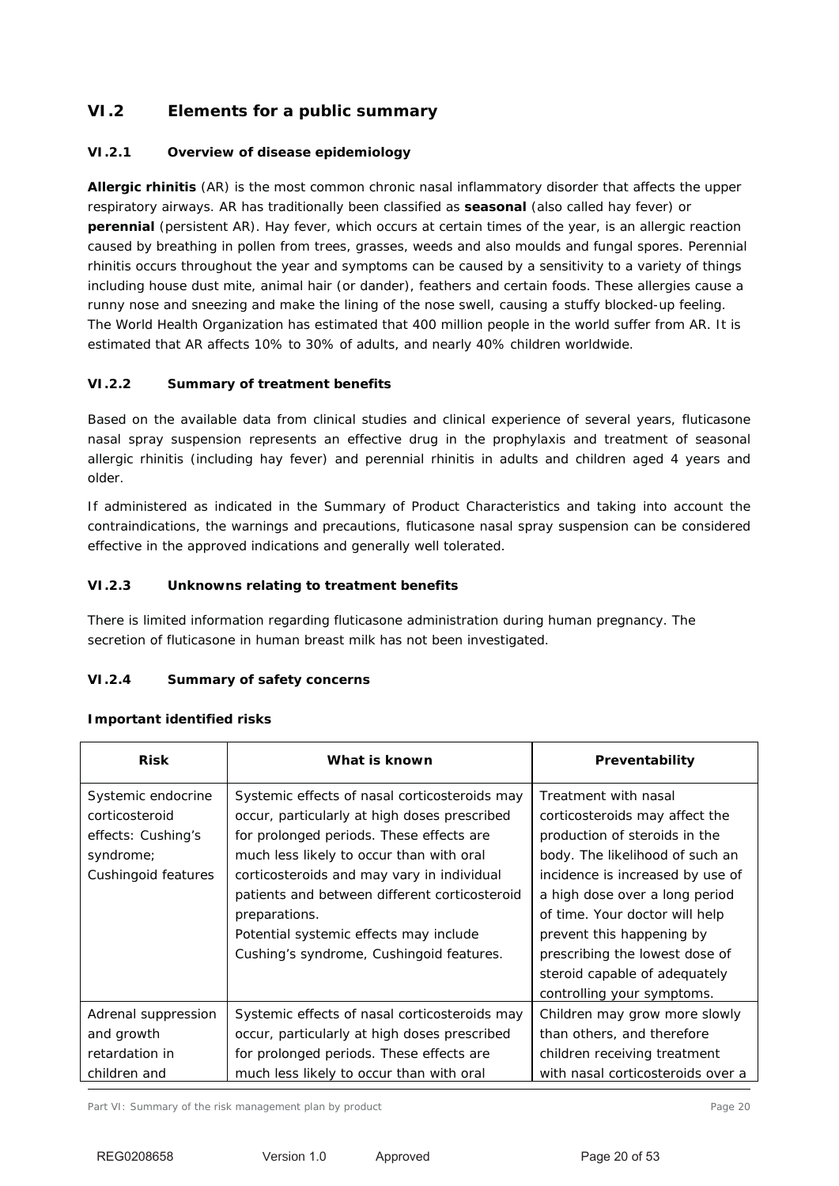## VI.2 Elements for a public summary

### VI.2.1 Overview of disease epidemiology

**Allergic rhinitis** (AR) is the most common chronic nasal inflammatory disorder that affects the upper respiratory airways. AR has traditionally been classified as **seasonal** (also called hay fever) or **perennial** (persistent AR). Hay fever, which occurs at certain times of the year, is an allergic reaction caused by breathing in pollen from trees, grasses, weeds and also moulds and fungal spores. Perennial rhinitis occurs throughout the year and symptoms can be caused by a sensitivity to a variety of things including house dust mite, animal hair (or dander), feathers and certain foods. These allergies cause a runny nose and sneezing and make the lining of the nose swell, causing a stuffy blocked-up feeling. The World Health Organization has estimated that 400 million people in the world suffer from AR. It is estimated that AR affects 10% to 30% of adults, and nearly 40% children worldwide.

### VI.2.2 Summary of treatment benefits

Based on the available data from clinical studies and clinical experience of several years, fluticasone nasal spray suspension represents an effective drug in the prophylaxis and treatment of seasonal allergic rhinitis (including hay fever) and perennial rhinitis in adults and children aged 4 years and older.

If administered as indicated in the Summary of Product Characteristics and taking into account the contraindications, the warnings and precautions, fluticasone nasal spray suspension can be considered effective in the approved indications and generally well tolerated.

### VI.2.3 Unknowns relating to treatment benefits

There is limited information regarding fluticasone administration during human pregnancy. The secretion of fluticasone in human breast milk has not been investigated.

### VI.2.4 Summary of safety concerns

**Important identified risks**

| Risk | What is known | Preventability |
|---|---|---|
| Systemic endocrine corticosteroid effects: Cushing's syndrome; Cushingoid features | Systemic effects of nasal corticosteroids may occur, particularly at high doses prescribed for prolonged periods. These effects are much less likely to occur than with oral corticosteroids and may vary in individual patients and between different corticosteroid preparations.<br>Potential systemic effects may include Cushing's syndrome, Cushingoid features. | Treatment with nasal corticosteroids may affect the production of steroids in the body. The likelihood of such an incidence is increased by use of a high dose over a long period of time. Your doctor will help prevent this happening by prescribing the lowest dose of steroid capable of adequately controlling your symptoms. |
| Adrenal suppression and growth retardation in children and | Systemic effects of nasal corticosteroids may occur, particularly at high doses prescribed for prolonged periods. These effects are much less likely to occur than with oral | Children may grow more slowly than others, and therefore children receiving treatment with nasal corticosteroids over a |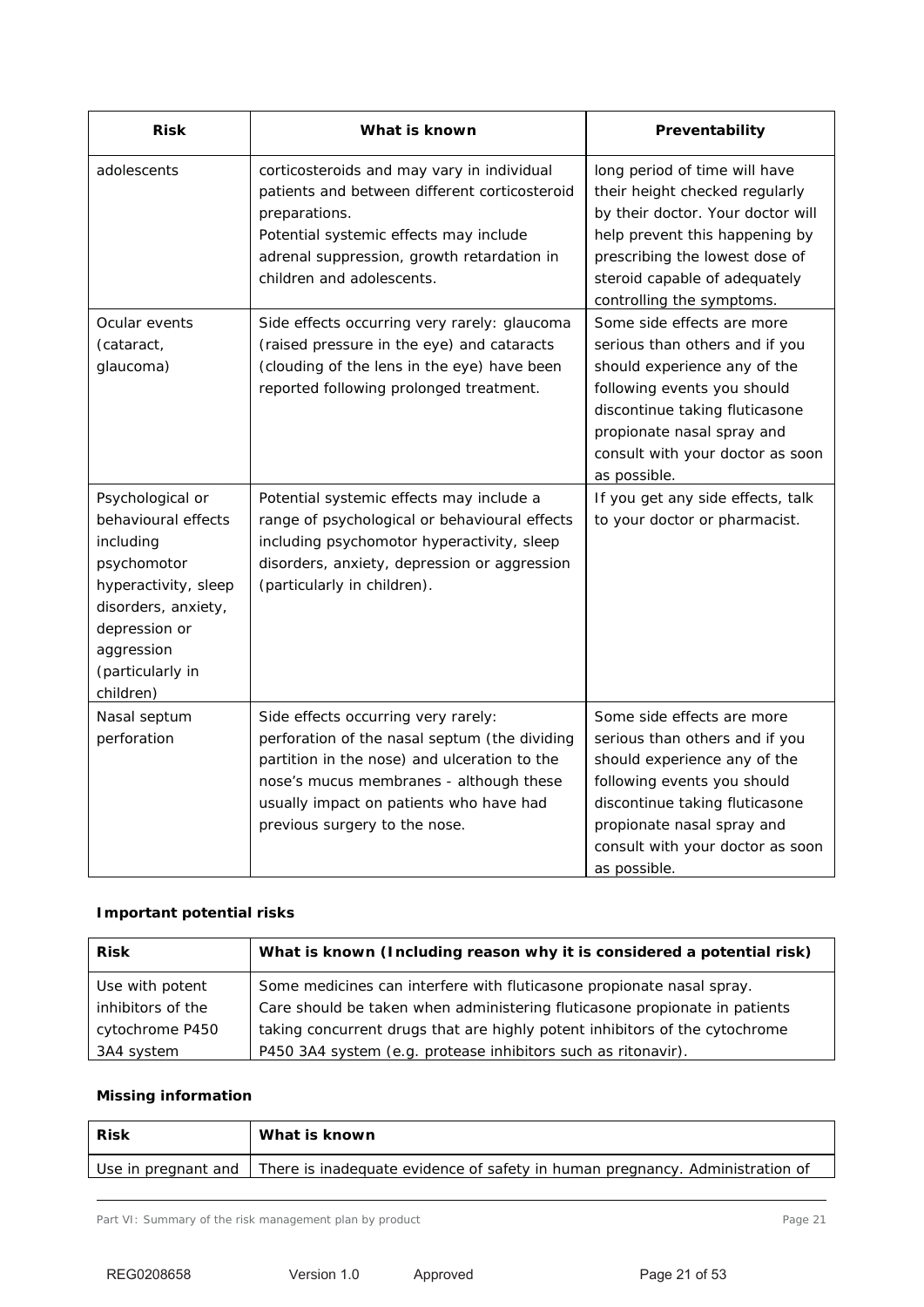| Risk | What is known | Preventability |
| --- | --- | --- |
| adolescents | corticosteroids and may vary in individual patients and between different corticosteroid preparations. Potential systemic effects may include adrenal suppression, growth retardation in children and adolescents. | long period of time will have their height checked regularly by their doctor. Your doctor will help prevent this happening by prescribing the lowest dose of steroid capable of adequately controlling the symptoms. |
| Ocular events (cataract, glaucoma) | Side effects occurring very rarely: glaucoma (raised pressure in the eye) and cataracts (clouding of the lens in the eye) have been reported following prolonged treatment. | Some side effects are more serious than others and if you should experience any of the following events you should discontinue taking fluticasone propionate nasal spray and consult with your doctor as soon as possible. |
| Psychological or behavioural effects including psychomotor hyperactivity, sleep disorders, anxiety, depression or aggression (particularly in children) | Potential systemic effects may include a range of psychological or behavioural effects including psychomotor hyperactivity, sleep disorders, anxiety, depression or aggression (particularly in children). | If you get any side effects, talk to your doctor or pharmacist. |
| Nasal septum perforation | Side effects occurring very rarely: perforation of the nasal septum (the dividing partition in the nose) and ulceration to the nose's mucus membranes - although these usually impact on patients who have had previous surgery to the nose. | Some side effects are more serious than others and if you should experience any of the following events you should discontinue taking fluticasone propionate nasal spray and consult with your doctor as soon as possible. |

**Important potential risks**

| Risk | What is known (Including reason why it is considered a potential risk) |
| --- | --- |
| Use with potent inhibitors of the cytochrome P450 3A4 system | Some medicines can interfere with fluticasone propionate nasal spray. Care should be taken when administering fluticasone propionate in patients taking concurrent drugs that are highly potent inhibitors of the cytochrome P450 3A4 system (e.g. protease inhibitors such as ritonavir). |

**Missing information**

| Risk | What is known |
| --- | --- |
| Use in pregnant and | There is inadequate evidence of safety in human pregnancy. Administration of |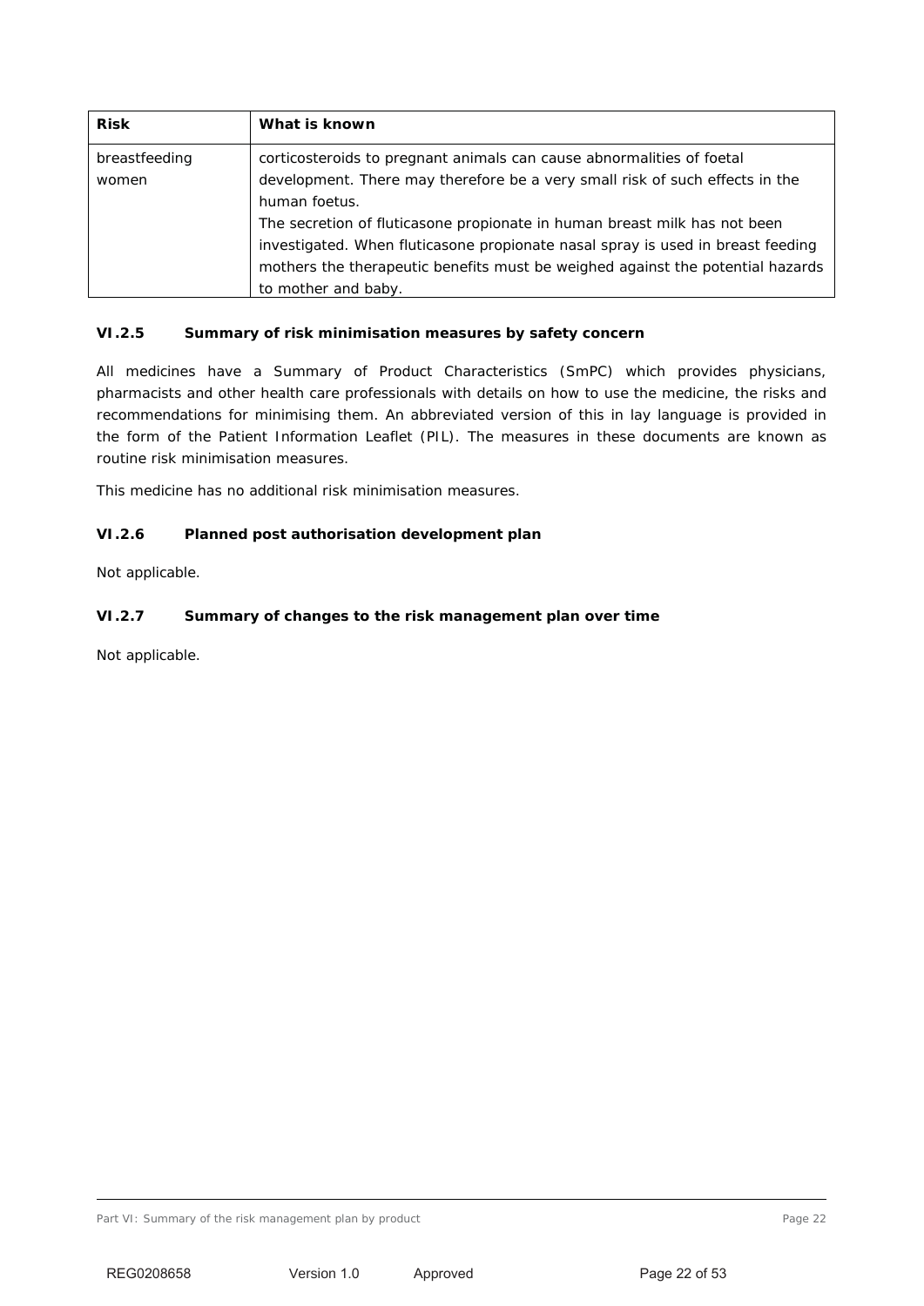| Risk | What is known |
|---|---|
| breastfeeding women | corticosteroids to pregnant animals can cause abnormalities of foetal development. There may therefore be a very small risk of such effects in the human foetus. The secretion of fluticasone propionate in human breast milk has not been investigated. When fluticasone propionate nasal spray is used in breast feeding mothers the therapeutic benefits must be weighed against the potential hazards to mother and baby. |

### VI.2.5 Summary of risk minimisation measures by safety concern

All medicines have a Summary of Product Characteristics (SmPC) which provides physicians, pharmacists and other health care professionals with details on how to use the medicine, the risks and recommendations for minimising them. An abbreviated version of this in lay language is provided in the form of the Patient Information Leaflet (PIL). The measures in these documents are known as routine risk minimisation measures.

This medicine has no additional risk minimisation measures.

### VI.2.6 Planned post authorisation development plan

Not applicable.

### VI.2.7 Summary of changes to the risk management plan over time

Not applicable.